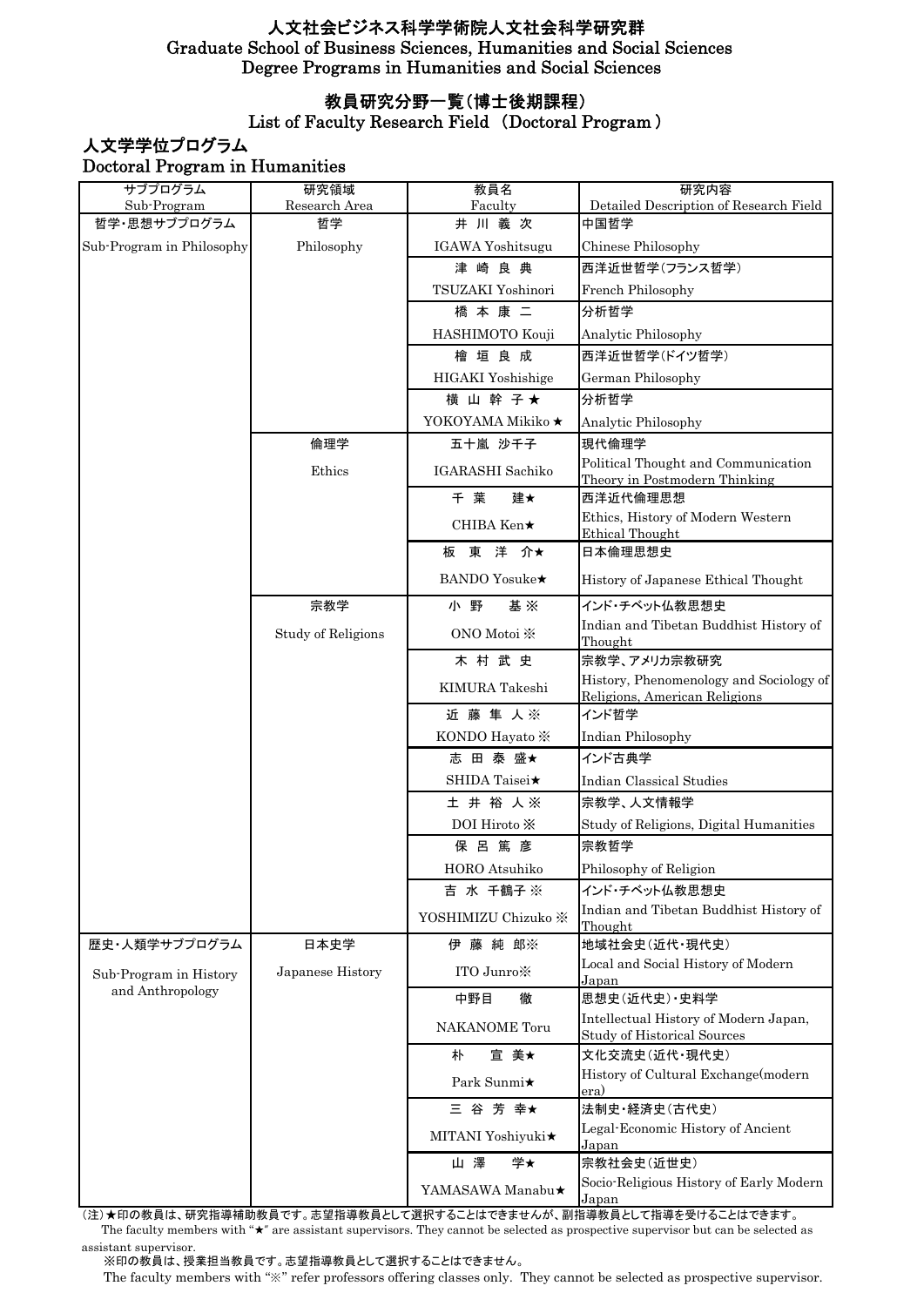# 人文社会ビジネス科学学術院人文社会科学研究群
# Graduate School of Business Sciences, Humanities and Social Sciences
# Degree Programs in Humanities and Social Sciences

## 教員研究分野一覧（博士後期課程）
## List of Faculty Research Field （Doctoral Program ）

### 人文学学位プログラム
### Doctoral Program in Humanities

| サブプログラム<br>Sub-Program | 研究領域<br>Research Area | 教員名<br>Faculty | 研究内容<br>Detailed Description of Research Field |
|---|---|---|---|
| 哲学・思想サブプログラム<br>Sub-Program in Philosophy | 哲学<br>Philosophy | 井 川 義 次<br>IGAWA Yoshitsugu | 中国哲学<br>Chinese Philosophy |
| | | 津 崎 良 典<br>TSUZAKI Yoshinori | 西洋近世哲学(フランス哲学)<br>French Philosophy |
| | | 橋 本 康 二<br>HASHIMOTO Kouji | 分析哲学<br>Analytic Philosophy |
| | | 檜 垣 良 成<br>HIGAKI Yoshishige | 西洋近世哲学(ドイツ哲学)<br>German Philosophy |
| | | 横 山 幹 子 ★<br>YOKOYAMA Mikiko ★ | 分析哲学<br>Analytic Philosophy |
| | 倫理学<br>Ethics | 五十嵐 沙千子<br>IGARASHI Sachiko | 現代倫理学<br>Political Thought and Communication Theory in Postmodern Thinking |
| | | 千 葉 建★<br>CHIBA Ken★ | 西洋近代倫理思想<br>Ethics, History of Modern Western Ethical Thought |
| | | 板 東 洋 介★<br>BANDO Yosuke★ | 日本倫理思想史<br>History of Japanese Ethical Thought |
| | 宗教学<br>Study of Religions | 小 野 基 ※<br>ONO Motoi ※ | インド・チベット仏教思想史<br>Indian and Tibetan Buddhist History of Thought |
| | | 木 村 武 史<br>KIMURA Takeshi | 宗教学、アメリカ宗教研究<br>History, Phenomenology and Sociology of Religions, American Religions |
| | | 近 藤 隼 人 ※<br>KONDO Hayato ※ | インド哲学<br>Indian Philosophy |
| | | 志 田 泰 盛★<br>SHIDA Taisei★ | インド古典学<br>Indian Classical Studies |
| | | 土 井 裕 人 ※<br>DOI Hiroto ※ | 宗教学、人文情報学<br>Study of Religions, Digital Humanities |
| | | 保 呂 篤 彦<br>HORO Atsuhiko | 宗教哲学<br>Philosophy of Religion |
| | | 吉 水 千鶴子 ※<br>YOSHIMIZU Chizuko ※ | インド・チベット仏教思想史<br>Indian and Tibetan Buddhist History of Thought |
| 歴史・人類学サブプログラム<br>Sub-Program in History and Anthropology | 日本史学<br>Japanese History | 伊 藤 純 郎※<br>ITO Junro※ | 地域社会史（近代・現代史）<br>Local and Social History of Modern Japan |
| | | 中野目 徹<br>NAKANOME Toru | 思想史（近代史）・史料学<br>Intellectual History of Modern Japan, Study of Historical Sources |
| | | 朴 宣 美★<br>Park Sunmi★ | 文化交流史（近代・現代史）<br>History of Cultural Exchange(modern era) |
| | | 三 谷 芳 幸★<br>MITANI Yoshiyuki★ | 法制史・経済史（古代史）<br>Legal-Economic History of Ancient Japan |
| | | 山 澤 学★<br>YAMASAWA Manabu★ | 宗教社会史（近世史）<br>Socio-Religious History of Early Modern Japan |

（注）★印の教員は、研究指導補助教員です。志望指導教員として選択することはできませんが、副指導教員として指導を受けることはできます。
The faculty members with "★" are assistant supervisors. They cannot be selected as prospective supervisor but can be selected as assistant supervisor.

※印の教員は、授業担当教員です。志望指導教員として選択することはできません。
The faculty members with "※" refer professors offering classes only. They cannot be selected as prospective supervisor.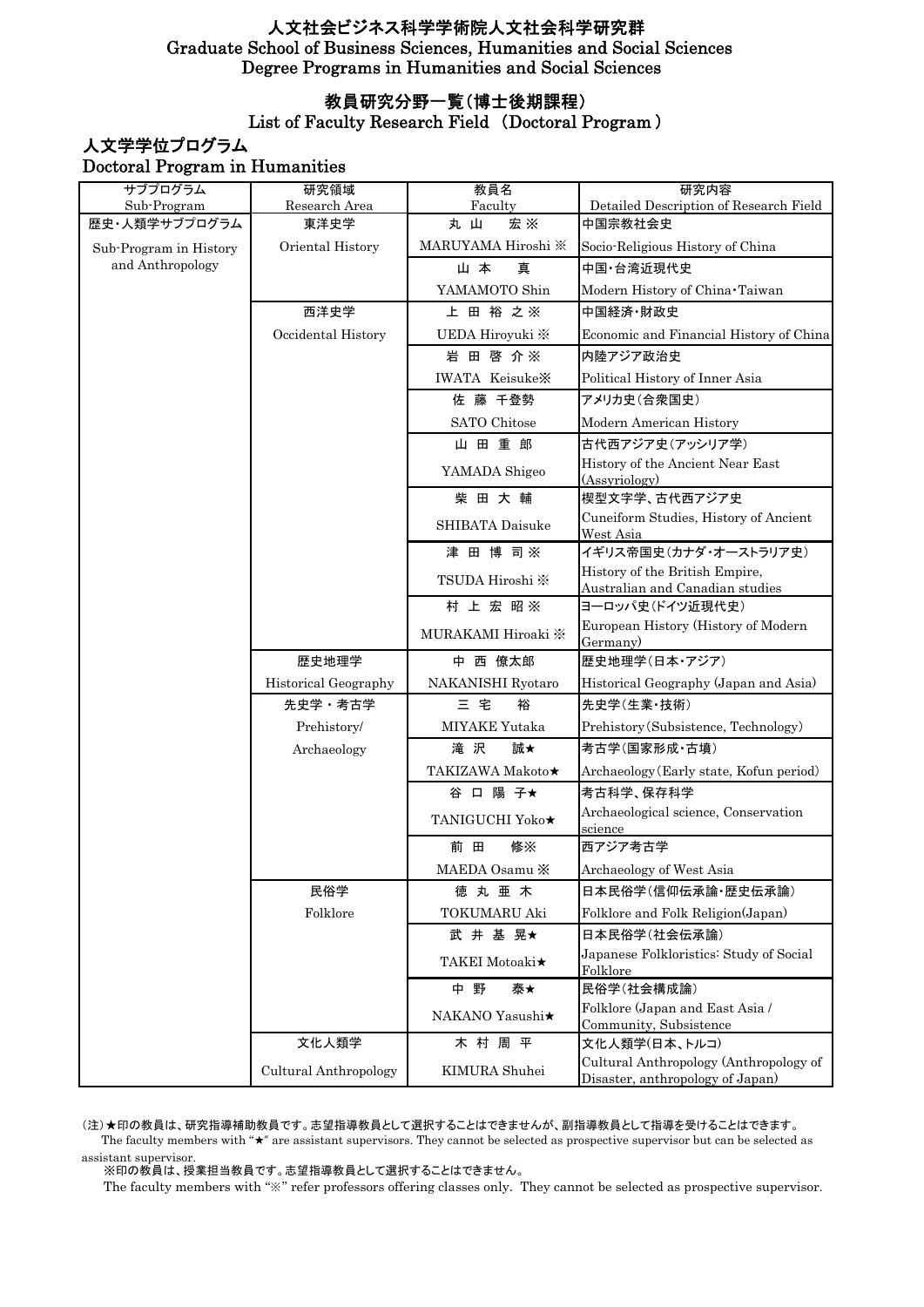# 人文社会ビジネス科学学術院人文社会科学研究群
# Graduate School of Business Sciences, Humanities and Social Sciences
# Degree Programs in Humanities and Social Sciences

## 教員研究分野一覧（博士後期課程）
## List of Faculty Research Field （Doctoral Program）

### 人文学学位プログラム
### Doctoral Program in Humanities

| サブプログラム<br>Sub-Program | 研究領域<br>Research Area | 教員名<br>Faculty | 研究内容<br>Detailed Description of Research Field |
|---|---|---|---|
| 歴史・人類学サブプログラム<br>Sub-Program in History and Anthropology | 東洋史学<br>Oriental History | 丸 山　宏 ※<br>MARUYAMA Hiroshi ※ | 中国宗教社会史<br>Socio-Religious History of China |
| | | 山 本　真<br>YAMAMOTO Shin | 中国・台湾近現代史<br>Modern History of China・Taiwan |
| | 西洋史学<br>Occidental History | 上 田 裕 之 ※<br>UEDA Hiroyuki ※ | 中国経済・財政史<br>Economic and Financial History of China |
| | | 岩 田 啓 介 ※<br>IWATA Keisuke※ | 内陸アジア政治史<br>Political History of Inner Asia |
| | | 佐 藤 千登勢<br>SATO Chitose | アメリカ史（合衆国史）<br>Modern American History |
| | | 山 田 重 郎<br>YAMADA Shigeo | 古代西アジア史（アッシリア学）<br>History of the Ancient Near East (Assyriology) |
| | | 柴 田 大 輔<br>SHIBATA Daisuke | 楔型文字学、古代西アジア史<br>Cuneiform Studies, History of Ancient West Asia |
| | | 津 田 博 司 ※<br>TSUDA Hiroshi ※ | イギリス帝国史（カナダ・オーストラリア史）<br>History of the British Empire, Australian and Canadian studies |
| | | 村 上 宏 昭 ※<br>MURAKAMI Hiroaki ※ | ヨーロッパ史（ドイツ近現代史）<br>European History (History of Modern Germany) |
| | 歴史地理学<br>Historical Geography | 中 西 僚太郎<br>NAKANISHI Ryotaro | 歴史地理学（日本・アジア）<br>Historical Geography (Japan and Asia) |
| | 先史学・考古学<br>Prehistory/<br>Archaeology | 三 宅　裕<br>MIYAKE Yutaka | 先史学（生業・技術）<br>Prehistory(Subsistence, Technology) |
| | | 滝 沢　誠★<br>TAKIZAWA Makoto★ | 考古学（国家形成・古墳）<br>Archaeology(Early state, Kofun period) |
| | | 谷 口 陽 子★<br>TANIGUCHI Yoko★ | 考古科学、保存科学<br>Archaeological science, Conservation science |
| | | 前 田　修※<br>MAEDA Osamu ※ | 西アジア考古学<br>Archaeology of West Asia |
| | 民俗学<br>Folklore | 徳 丸 亜 木<br>TOKUMARU Aki | 日本民俗学（信仰伝承論・歴史伝承論）<br>Folklore and Folk Religion(Japan) |
| | | 武 井 基 晃★<br>TAKEI Motoaki★ | 日本民俗学（社会伝承論）<br>Japanese Folkloristics: Study of Social Folklore |
| | | 中 野　泰★<br>NAKANO Yasushi★ | 民俗学（社会構成論）<br>Folklore (Japan and East Asia / Community, Subsistence |
| | 文化人類学<br>Cultural Anthropology | 木 村 周 平<br>KIMURA Shuhei | 文化人類学（日本、トルコ）<br>Cultural Anthropology (Anthropology of Disaster, anthropology of Japan) |

（注）★印の教員は、研究指導補助教員です。志望指導教員として選択することはできませんが、副指導教員として指導を受けることはできます。
The faculty members with "★" are assistant supervisors. They cannot be selected as prospective supervisor but can be selected as assistant supervisor.
※印の教員は、授業担当教員です。志望指導教員として選択することはできません。
The faculty members with "※" refer professors offering classes only. They cannot be selected as prospective supervisor.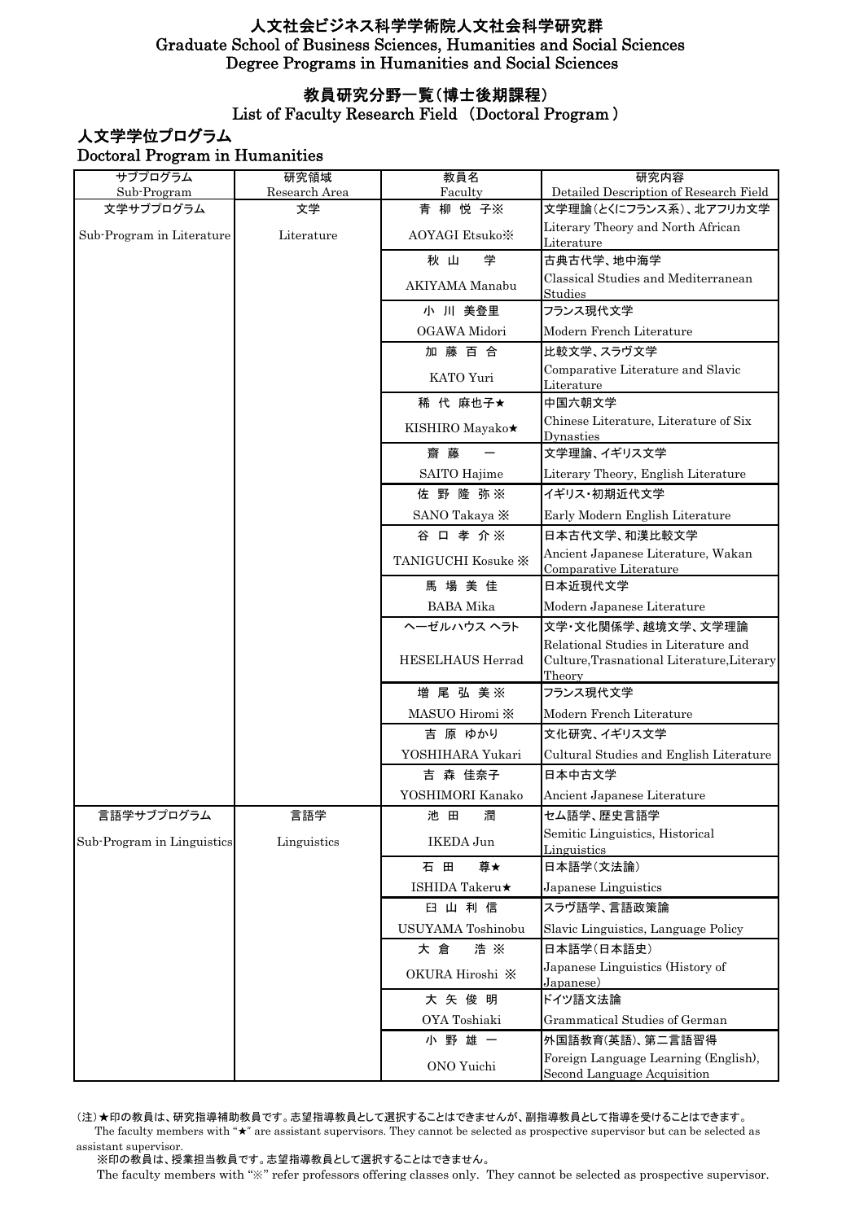# 人文社会ビジネス科学学術院人文社会科学研究群
# Graduate School of Business Sciences, Humanities and Social Sciences
# Degree Programs in Humanities and Social Sciences

## 教員研究分野一覧（博士後期課程）
## List of Faculty Research Field （Doctoral Program ）

### 人文学学位プログラム
### Doctoral Program in Humanities

| サブプログラム<br>Sub-Program | 研究領域<br>Research Area | 教員名<br>Faculty | 研究内容<br>Detailed Description of Research Field |
|---|---|---|---|
| 文学サブプログラム<br>Sub-Program in Literature | 文学<br>Literature | 青 柳 悦 子※<br>AOYAGI Etsuko※ | 文学理論（とくにフランス系）、北アフリカ文学<br>Literary Theory and North African Literature |
| | | 秋 山 学<br>AKIYAMA Manabu | 古典古代学、地中海学<br>Classical Studies and Mediterranean Studies |
| | | 小 川 美登里<br>OGAWA Midori | フランス現代文学<br>Modern French Literature |
| | | 加 藤 百 合<br>KATO Yuri | 比較文学、スラヴ文学<br>Comparative Literature and Slavic Literature |
| | | 稀 代 麻也子★<br>KISHIRO Mayako★ | 中国六朝文学<br>Chinese Literature, Literature of Six Dynasties |
| | | 齋 藤 一<br>SAITO Hajime | 文学理論、イギリス文学<br>Literary Theory, English Literature |
| | | 佐 野 隆 弥※<br>SANO Takaya ※ | イギリス・初期近代文学<br>Early Modern English Literature |
| | | 谷 口 孝 介※<br>TANIGUCHI Kosuke ※ | 日本古代文学、和漢比較文学<br>Ancient Japanese Literature, Wakan Comparative Literature |
| | | 馬 場 美 佳<br>BABA Mika | 日本近現代文学<br>Modern Japanese Literature |
| | | ヘーゼルハウス ヘラト<br>HESELHAUS Herrad | 文学・文化関係学、越境文学、文学理論<br>Relational Studies in Literature and Culture,Trasnational Literature,Literary Theory |
| | | 増 尾 弘 美※<br>MASUO Hiromi ※ | フランス現代文学<br>Modern French Literature |
| | | 吉 原 ゆかり<br>YOSHIHARA Yukari | 文化研究、イギリス文学<br>Cultural Studies and English Literature |
| | | 吉 森 佳奈子<br>YOSHIMORI Kanako | 日本中古文学<br>Ancient Japanese Literature |
| 言語学サブプログラム<br>Sub-Program in Linguistics | 言語学<br>Linguistics | 池 田 潤<br>IKEDA Jun | セム語学、歴史言語学<br>Semitic Linguistics, Historical Linguistics |
| | | 石 田 尊★<br>ISHIDA Takeru★ | 日本語学（文法論）<br>Japanese Linguistics |
| | | 臼 山 利 信<br>USUYAMA Toshinobu | スラヴ語学、言語政策論<br>Slavic Linguistics, Language Policy |
| | | 大 倉 浩 ※<br>OKURA Hiroshi ※ | 日本語学（日本語史）<br>Japanese Linguistics (History of Japanese) |
| | | 大 矢 俊 明<br>OYA Toshiaki | ドイツ語文法論<br>Grammatical Studies of German |
| | | 小 野 雄 一<br>ONO Yuichi | 外国語教育（英語）、第二言語習得<br>Foreign Language Learning (English), Second Language Acquisition |

（注）★印の教員は、研究指導補助教員です。志望指導教員として選択することはできませんが、副指導教員として指導を受けることはできます。
The faculty members with "★" are assistant supervisors. They cannot be selected as prospective supervisor but can be selected as assistant supervisor.

※印の教員は、授業担当教員です。志望指導教員として選択することはできません。
The faculty members with "※" refer professors offering classes only. They cannot be selected as prospective supervisor.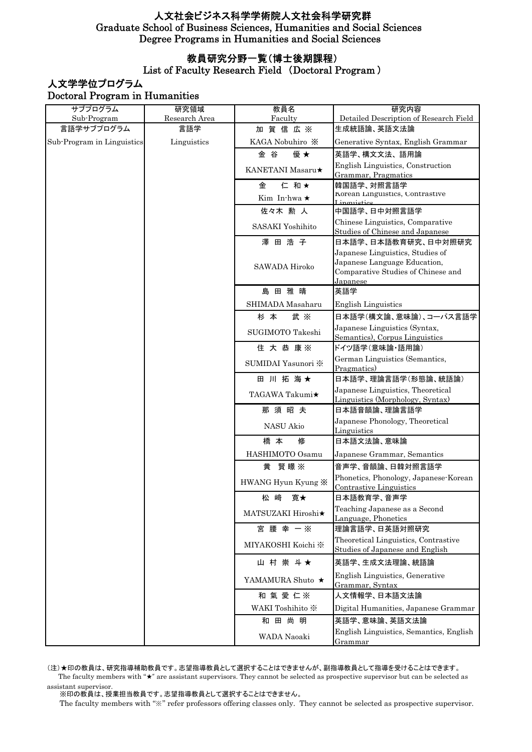# 人文社会ビジネス科学学術院人文社会科学研究群
# Graduate School of Business Sciences, Humanities and Social Sciences
# Degree Programs in Humanities and Social Sciences

## 教員研究分野一覧（博士後期課程）
## List of Faculty Research Field （Doctoral Program）

### 人文学学位プログラム
### Doctoral Program in Humanities

| サブプログラム<br>Sub-Program | 研究領域<br>Research Area | 教員名<br>Faculty | 研究内容<br>Detailed Description of Research Field |
|---|---|---|---|
| 言語学サブプログラム<br>Sub-Program in Linguistics | 言語学<br>Linguistics | 加 賀 信 広 ※<br>KAGA Nobuhiro ※ | 生成統語論、英語文法論<br>Generative Syntax, English Grammar |
| | | 金 谷 優 ★<br>KANETANI Masaru★ | 英語学、構文文法、語用論<br>English Linguistics, Construction Grammar, Pragmatics |
| | | 金 仁 和 ★<br>Kim In-hwa ★ | 韓国語学、対照言語学<br>Korean Linguistics, Contrastive Linguistics |
| | | 佐々木 勲 人<br>SASAKI Yoshihito | 中国語学、日中対照言語学<br>Chinese Linguistics, Comparative Studies of Chinese and Japanese |
| | | 澤 田 浩 子<br>SAWADA Hiroko | 日本語学、日本語教育研究、日中対照研究<br>Japanese Linguistics, Studies of Japanese Language Education, Comparative Studies of Chinese and Japanese |
| | | 島 田 雅 晴<br>SHIMADA Masaharu | 英語学<br>English Linguistics |
| | | 杉 本 武 ※<br>SUGIMOTO Takeshi | 日本語学（構文論、意味論）、コーパス言語学<br>Japanese Linguistics (Syntax, Semantics), Corpus Linguistics |
| | | 住 大 恭 康 ※<br>SUMIDAI Yasunori ※ | ドイツ語学（意味論・語用論）<br>German Linguistics (Semantics, Pragmatics) |
| | | 田 川 拓 海 ★<br>TAGAWA Takumi★ | 日本語学、理論言語学（形態論、統語論）<br>Japanese Linguistics, Theoretical Linguistics (Morphology, Syntax) |
| | | 那 須 昭 夫<br>NASU Akio | 日本語音韻論、理論言語学<br>Japanese Phonology, Theoretical Linguistics |
| | | 橋 本 修<br>HASHIMOTO Osamu | 日本語文法論、意味論<br>Japanese Grammar, Semantics |
| | | 黄 賢 暻 ※<br>HWANG Hyun Kyung ※ | 音声学、音韻論、日韓対照言語学<br>Phonetics, Phonology, Japanese-Korean Contrastive Linguistics |
| | | 松 崎 寛★<br>MATSUZAKI Hiroshi★ | 日本語教育学、音声学<br>Teaching Japanese as a Second Language, Phonetics |
| | | 宮 腰 幸 一 ※<br>MIYAKOSHI Koichi ※ | 理論言語学、日英語対照研究<br>Theoretical Linguistics, Contrastive Studies of Japanese and English |
| | | 山 村 崇 斗 ★<br>YAMAMURA Shuto ★ | 英語学、生成文法理論、統語論<br>English Linguistics, Generative Grammar, Syntax |
| | | 和 氣 愛 仁 ※<br>WAKI Toshihito ※ | 人文情報学、日本語文法論<br>Digital Humanities, Japanese Grammar |
| | | 和 田 尚 明<br>WADA Naoaki | 英語学、意味論、英語文法論<br>English Linguistics, Semantics, English Grammar |

（注）★印の教員は、研究指導補助教員です。志望指導教員として選択することはできませんが、副指導教員として指導を受けることはできます。
The faculty members with "★" are assistant supervisors. They cannot be selected as prospective supervisor but can be selected as assistant supervisor.
※印の教員は、授業担当教員です。志望指導教員として選択することはできません。
The faculty members with "※" refer professors offering classes only. They cannot be selected as prospective supervisor.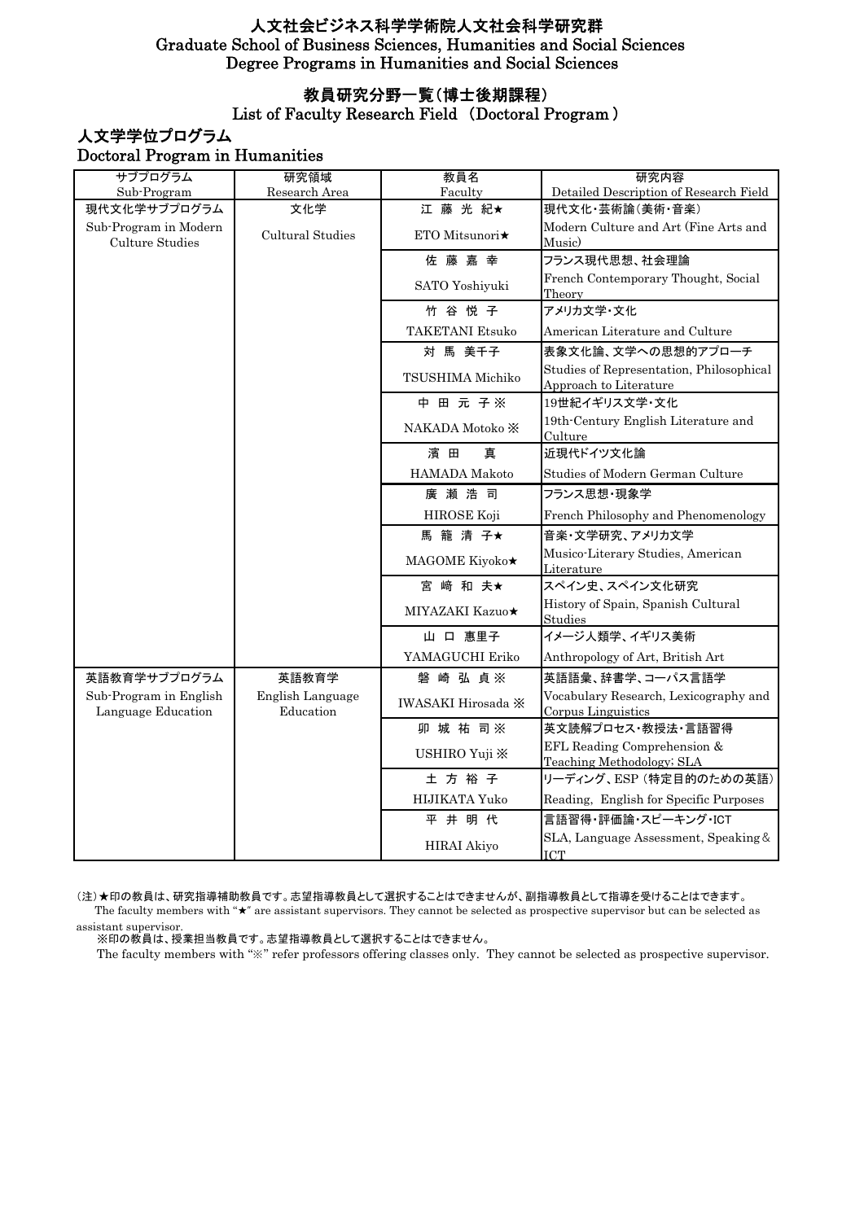# 人文社会ビジネス科学学術院人文社会科学研究群
# Graduate School of Business Sciences, Humanities and Social Sciences
# Degree Programs in Humanities and Social Sciences

## 教員研究分野一覧（博士後期課程）
## List of Faculty Research Field （Doctoral Program ）

### 人文学学位プログラム
### Doctoral Program in Humanities

| サブプログラム<br>Sub-Program | 研究領域<br>Research Area | 教員名<br>Faculty | 研究内容<br>Detailed Description of Research Field |
|---|---|---|---|
| 現代文化学サブプログラム<br>Sub-Program in Modern Culture Studies | 文化学<br>Cultural Studies | 江 藤 光 紀★<br>ETO Mitsunori★ | 現代文化･芸術論(美術･音楽)<br>Modern Culture and Art (Fine Arts and Music) |
| | | 佐 藤 嘉 幸<br>SATO Yoshiyuki | フランス現代思想、社会理論<br>French Contemporary Thought, Social Theory |
| | | 竹 谷 悦 子<br>TAKETANI Etsuko | アメリカ文学･文化<br>American Literature and Culture |
| | | 対 馬 美千子<br>TSUSHIMA Michiko | 表象文化論、文学への思想的アプローチ<br>Studies of Representation, Philosophical Approach to Literature |
| | | 中 田 元 子※<br>NAKADA Motoko ※ | 19世紀イギリス文学･文化<br>19th-Century English Literature and Culture |
| | | 濱 田 真<br>HAMADA Makoto | 近現代ドイツ文化論<br>Studies of Modern German Culture |
| | | 廣 瀬 浩 司<br>HIROSE Koji | フランス思想･現象学<br>French Philosophy and Phenomenology |
| | | 馬 籠 清 子★<br>MAGOME Kiyoko★ | 音楽･文学研究、アメリカ文学<br>Musico-Literary Studies, American Literature |
| | | 宮 﨑 和 夫★<br>MIYAZAKI Kazuo★ | スペイン史、スペイン文化研究<br>History of Spain, Spanish Cultural Studies |
| | | 山 口 惠里子<br>YAMAGUCHI Eriko | イメージ人類学、イギリス美術<br>Anthropology of Art, British Art |
| 英語教育学サブプログラム<br>Sub-Program in English Language Education | 英語教育学<br>English Language Education | 磐 崎 弘 貞※<br>IWASAKI Hirosada ※ | 英語語彙、辞書学、コーパス言語学<br>Vocabulary Research, Lexicography and Corpus Linguistics |
| | | 卯 城 祐 司※<br>USHIRO Yuji ※ | 英文読解プロセス･教授法･言語習得<br>EFL Reading Comprehension & Teaching Methodology; SLA |
| | | 土 方 裕 子<br>HIJIKATA Yuko | リーディング、ESP（特定目的のための英語）<br>Reading, English for Specific Purposes |
| | | 平 井 明 代<br>HIRAI Akiyo | 言語習得･評価論･スピーキング･ICT<br>SLA, Language Assessment, Speaking＆ICT |

（注）★印の教員は、研究指導補助教員です。志望指導教員として選択することはできませんが、副指導教員として指導を受けることはできます。
The faculty members with "★" are assistant supervisors. They cannot be selected as prospective supervisor but can be selected as assistant supervisor.

※印の教員は、授業担当教員です。志望指導教員として選択することはできません。
The faculty members with "※" refer professors offering classes only. They cannot be selected as prospective supervisor.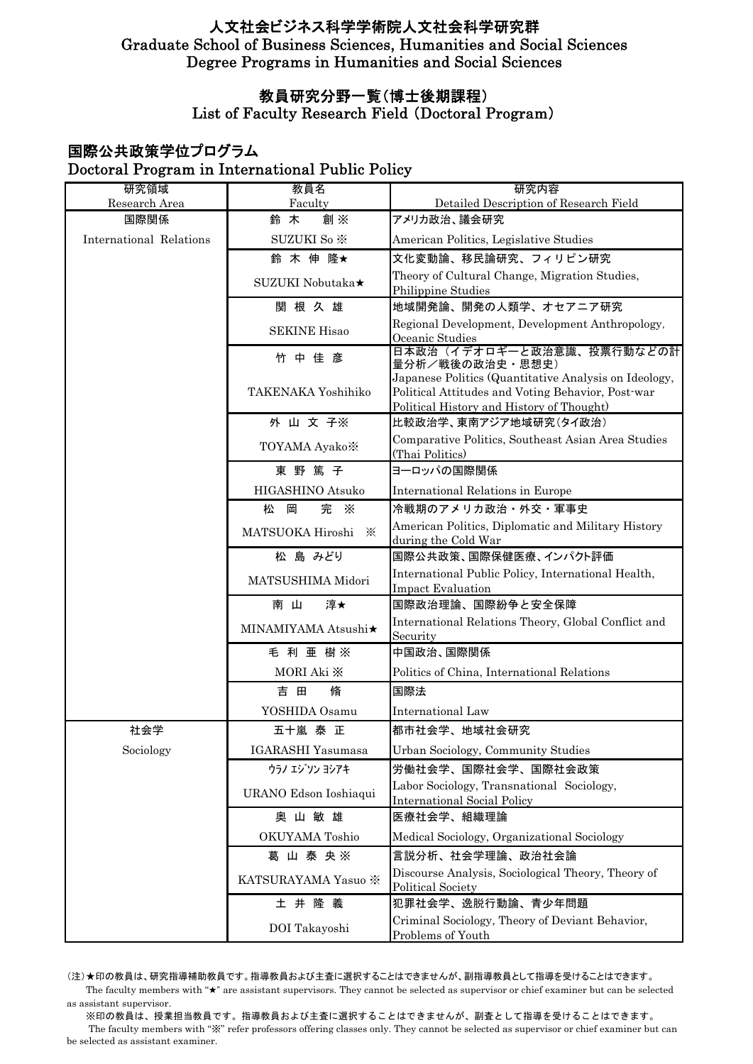# 人文社会ビジネス科学学術院人文社会科学研究群
# Graduate School of Business Sciences, Humanities and Social Sciences
# Degree Programs in Humanities and Social Sciences

## 教員研究分野一覧（博士後期課程）
## List of Faculty Research Field (Doctoral Program)

### 国際公共政策学位プログラム
### Doctoral Program in International Public Policy

| 研究領域<br>Research Area | 教員名<br>Faculty | 研究内容<br>Detailed Description of Research Field |
|---|---|---|
| 国際関係<br>International Relations | 鈴 木 創 ※<br>SUZUKI So ※ | アメリカ政治、議会研究<br>American Politics, Legislative Studies |
| | 鈴 木 伸 隆★<br>SUZUKI Nobutaka★ | 文化変動論、移民論研究、フィリピン研究<br>Theory of Cultural Change, Migration Studies, Philippine Studies |
| | 関 根 久 雄<br>SEKINE Hisao | 地域開発論、開発の人類学、オセアニア研究<br>Regional Development, Development Anthropology, Oceanic Studies |
| | 竹 中 佳 彦<br>TAKENAKA Yoshihiko | 日本政治（イデオロギーと政治意識、投票行動などの計量分析／戦後の政治史・思想史）<br>Japanese Politics (Quantitative Analysis on Ideology, Political Attitudes and Voting Behavior, Post-war Political History and History of Thought) |
| | 外 山 文 子※<br>TOYAMA Ayako※ | 比較政治学、東南アジア地域研究（タイ政治）<br>Comparative Politics, Southeast Asian Area Studies (Thai Politics) |
| | 東 野 篤 子<br>HIGASHINO Atsuko | ヨーロッパの国際関係<br>International Relations in Europe |
| | 松 岡 完 ※<br>MATSUOKA Hiroshi ※ | 冷戦期のアメリカ政治・外交・軍事史<br>American Politics, Diplomatic and Military History during the Cold War |
| | 松 島 みどり<br>MATSUSHIMA Midori | 国際公共政策、国際保健医療、インパクト評価<br>International Public Policy, International Health, Impact Evaluation |
| | 南 山 淳★<br>MINAMIYAMA Atsushi★ | 国際政治理論、国際紛争と安全保障<br>International Relations Theory, Global Conflict and Security |
| | 毛 利 亜 樹 ※<br>MORI Aki ※ | 中国政治、国際関係<br>Politics of China, International Relations |
| | 吉 田 脩<br>YOSHIDA Osamu | 国際法<br>International Law |
| 社会学<br>Sociology | 五十嵐 泰 正<br>IGARASHI Yasumasa | 都市社会学、地域社会研究<br>Urban Sociology, Community Studies |
| | ｳﾗﾉ ｴｼﾞｿﾝ ﾖｼｱｷ<br>URANO Edson Ioshiaqui | 労働社会学、国際社会学、国際社会政策<br>Labor Sociology, Transnational Sociology, International Social Policy |
| | 奥 山 敏 雄<br>OKUYAMA Toshio | 医療社会学、組織理論<br>Medical Sociology, Organizational Sociology |
| | 葛 山 泰 央 ※<br>KATSURAYAMA Yasuo ※ | 言説分析、社会学理論、政治社会論<br>Discourse Analysis, Sociological Theory, Theory of Political Society |
| | 土 井 隆 義<br>DOI Takayoshi | 犯罪社会学、逸脱行動論、青少年問題<br>Criminal Sociology, Theory of Deviant Behavior, Problems of Youth |

（注）★印の教員は、研究指導補助教員です。指導教員および主査に選択することはできませんが、副指導教員として指導を受けることはできます。
The faculty members with "★" are assistant supervisors. They cannot be selected as supervisor or chief examiner but can be selected as assistant supervisor.

※印の教員は、授業担当教員です。指導教員および主査に選択することはできませんが、副査として指導を受けることはできます。
The faculty members with "※" refer professors offering classes only. They cannot be selected as supervisor or chief examiner but can be selected as assistant examiner.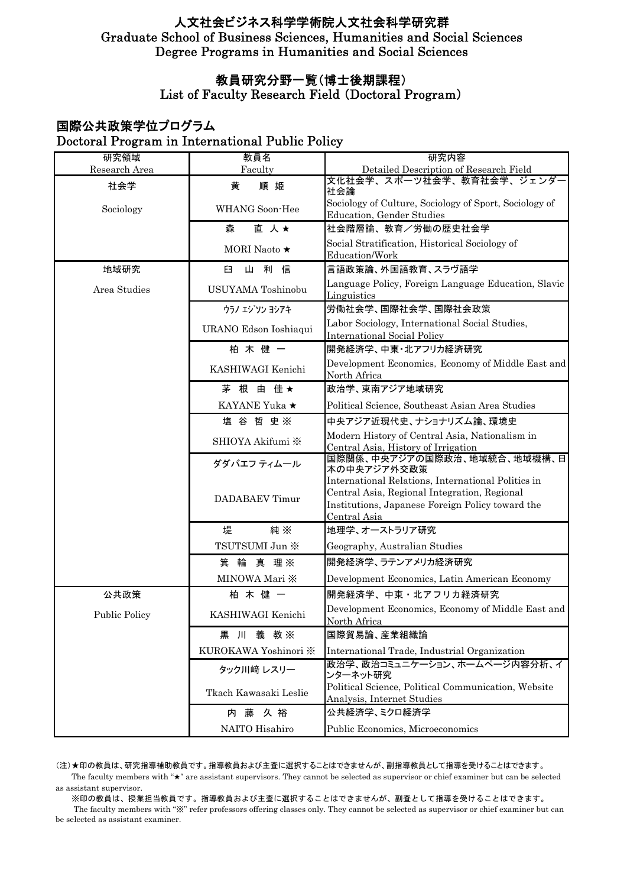# 人文社会ビジネス科学学術院人文社会科学研究群
# Graduate School of Business Sciences, Humanities and Social Sciences
# Degree Programs in Humanities and Social Sciences

## 教員研究分野一覧（博士後期課程）
## List of Faculty Research Field (Doctoral Program)

### 国際公共政策学位プログラム
### Doctoral Program in International Public Policy

| 研究領域<br>Research Area | 教員名<br>Faculty | 研究内容<br>Detailed Description of Research Field |
|---|---|---|
| 社会学<br>Sociology | 黄　順姫<br>WHANG Soon-Hee | 文化社会学、スポーツ社会学、教育社会学、ジェンダー社会論<br>Sociology of Culture, Sociology of Sport, Sociology of Education, Gender Studies |
| | 森　直人★<br>MORI Naoto ★ | 社会階層論、教育／労働の歴史社会学<br>Social Stratification, Historical Sociology of Education/Work |
| 地域研究<br>Area Studies | 臼山利信<br>USUYAMA Toshinobu | 言語政策論、外国語教育、スラヴ語学<br>Language Policy, Foreign Language Education, Slavic Linguistics |
| | ｳﾗﾉ ｴｼﾞｿﾝ ﾖｼｱｷ<br>URANO Edson Ioshiaqui | 労働社会学、国際社会学、国際社会政策<br>Labor Sociology, International Social Studies, International Social Policy |
| | 柏木健一<br>KASHIWAGI Kenichi | 開発経済学、中東・北アフリカ経済研究<br>Development Economics, Economy of Middle East and North Africa |
| | 茅根由佳★<br>KAYANE Yuka ★ | 政治学、東南アジア地域研究<br>Political Science, Southeast Asian Area Studies |
| | 塩谷哲史※<br>SHIOYA Akifumi ※ | 中央アジア近現代史、ナショナリズム論、環境史<br>Modern History of Central Asia, Nationalism in Central Asia, History of Irrigation |
| | ダダバエフ ティムール<br>DADABAEV Timur | 国際関係、中央アジアの国際政治、地域統合、地域機構、日本の中央アジア外交政策<br>International Relations, International Politics in Central Asia, Regional Integration, Regional Institutions, Japanese Foreign Policy toward the Central Asia |
| | 堤　純※<br>TSUTSUMI Jun ※ | 地理学、オーストラリア研究<br>Geography, Australian Studies |
| | 箕輪真理※<br>MINOWA Mari ※ | 開発経済学、ラテンアメリカ経済研究<br>Development Economics, Latin American Economy |
| 公共政策<br>Public Policy | 柏木健一<br>KASHIWAGI Kenichi | 開発経済学、中東・北アフリカ経済研究<br>Development Economics, Economy of Middle East and North Africa |
| | 黒川義教※<br>KUROKAWA Yoshinori ※ | 国際貿易論、産業組織論<br>International Trade, Industrial Organization |
| | タック川崎 レスリー<br>Tkach Kawasaki Leslie | 政治学、政治コミュニケーション、ホームページ内容分析、インターネット研究<br>Political Science, Political Communication, Website Analysis, Internet Studies |
| | 内藤久裕<br>NAITO Hisahiro | 公共経済学、ミクロ経済学<br>Public Economics, Microeconomics |

（注）★印の教員は、研究指導補助教員です。指導教員および主査に選択することはできませんが、副指導教員として指導を受けることはできます。
The faculty members with "★" are assistant supervisors. They cannot be selected as supervisor or chief examiner but can be selected as assistant supervisor.

※印の教員は、授業担当教員です。指導教員および主査に選択することはできませんが、副査として指導を受けることはできます。
The faculty members with "※" refer professors offering classes only. They cannot be selected as supervisor or chief examiner but can be selected as assistant examiner.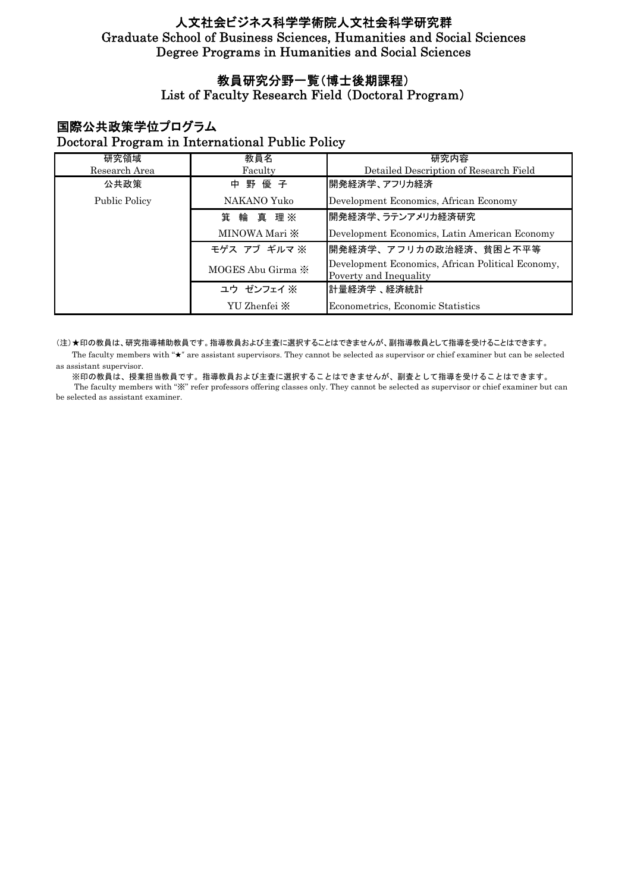# 人文社会ビジネス科学学術院人文社会科学研究群
# Graduate School of Business Sciences, Humanities and Social Sciences
# Degree Programs in Humanities and Social Sciences

## 教員研究分野一覧（博士後期課程）
## List of Faculty Research Field (Doctoral Program)

### 国際公共政策学位プログラム
### Doctoral Program in International Public Policy

| 研究領域<br>Research Area | 教員名<br>Faculty | 研究内容<br>Detailed Description of Research Field |
|---|---|---|
| 公共政策<br>Public Policy | 中 野 優 子<br>NAKANO Yuko | 開発経済学、アフリカ経済<br>Development Economics, African Economy |
| | 箕 輪 真 理 ※<br>MINOWA Mari ※ | 開発経済学、ラテンアメリカ経済研究<br>Development Economics, Latin American Economy |
| | モゲス アブ ギルマ ※<br>MOGES Abu Girma ※ | 開発経済学、アフリカの政治経済、貧困と不平等<br>Development Economics, African Political Economy, Poverty and Inequality |
| | ユウ ゼンフェイ ※<br>YU Zhenfei ※ | 計量経済学 、経済統計<br>Econometrics, Economic Statistics |

（注）★印の教員は、研究指導補助教員です。指導教員および主査に選択することはできませんが、副指導教員として指導を受けることはできます。

The faculty members with "★" are assistant supervisors. They cannot be selected as supervisor or chief examiner but can be selected as assistant supervisor.

※印の教員は、授業担当教員です。指導教員および主査に選択することはできませんが、副査として指導を受けることはできます。

The faculty members with "※" refer professors offering classes only. They cannot be selected as supervisor or chief examiner but can be selected as assistant examiner.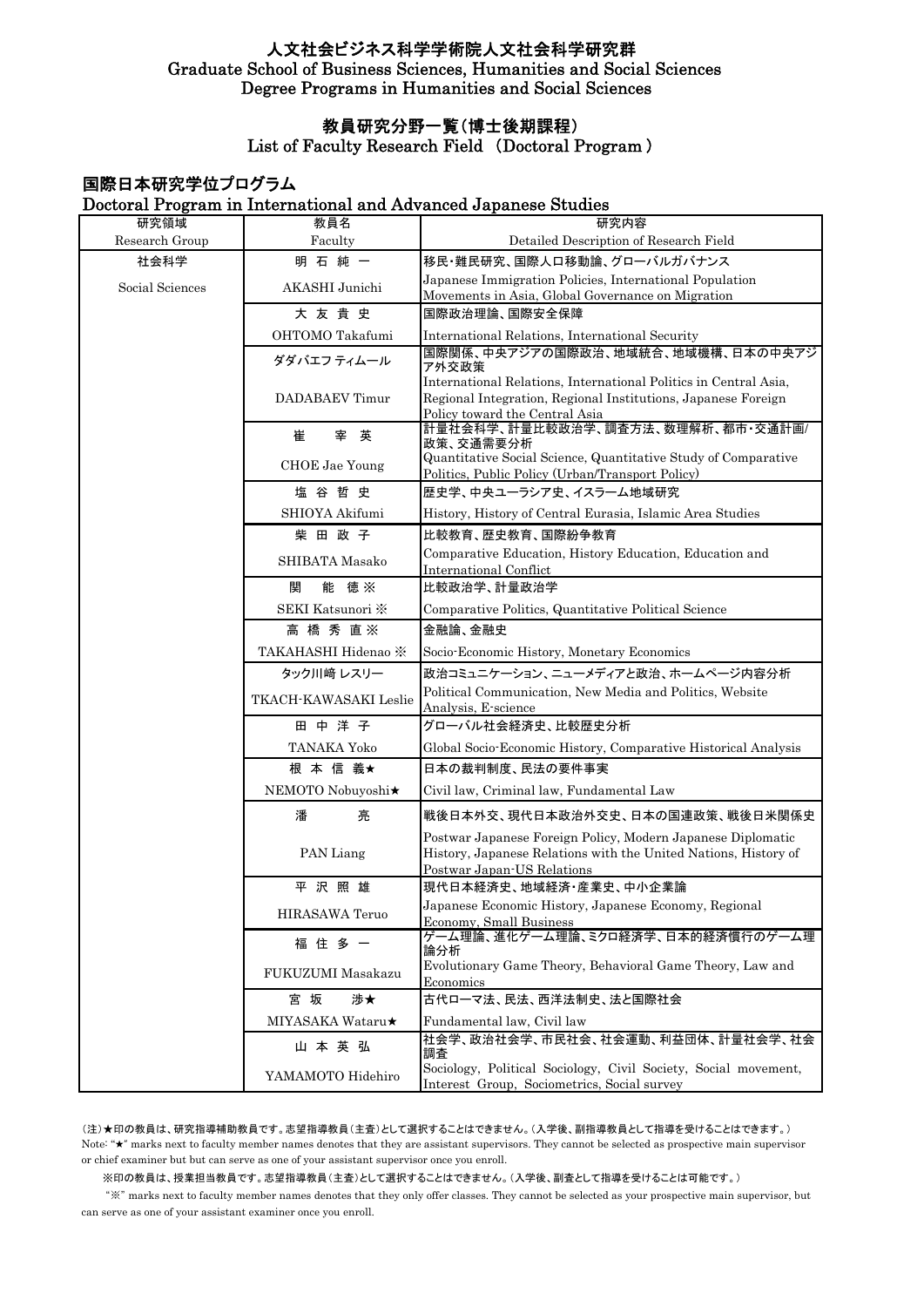# 人文社会ビジネス科学学術院人文社会科学研究群
# Graduate School of Business Sciences, Humanities and Social Sciences
# Degree Programs in Humanities and Social Sciences

## 教員研究分野一覧（博士後期課程）
## List of Faculty Research Field （Doctoral Program ）

### 国際日本研究学位プログラム
### Doctoral Program in International and Advanced Japanese Studies

| 研究領域<br>Research Group | 教員名<br>Faculty | 研究内容<br>Detailed Description of Research Field |
|---|---|---|
| 社会科学<br>Social Sciences | 明 石 純 一<br>AKASHI Junichi | 移民・難民研究、国際人口移動論、グローバルガバナンス<br>Japanese Immigration Policies, International Population Movements in Asia, Global Governance on Migration |
| | 大 友 貴 史<br>OHTOMO Takafumi | 国際政治理論、国際安全保障<br>International Relations, International Security |
| | ダダバエフ ティムール<br>DADABAEV Timur | 国際関係、中央アジアの国際政治、地域統合、地域機構、日本の中央アジア外交政策<br>International Relations, International Politics in Central Asia, Regional Integration, Regional Institutions, Japanese Foreign Policy toward the Central Asia |
| | 崔 宰 英<br>CHOE Jae Young | 計量社会科学、計量比較政治学、調査方法、数理解析、都市・交通計画/政策、交通需要分析<br>Quantitative Social Science, Quantitative Study of Comparative Politics, Public Policy (Urban/Transport Policy) |
| | 塩 谷 哲 史<br>SHIOYA Akifumi | 歴史学、中央ユーラシア史、イスラーム地域研究<br>History, History of Central Eurasia, Islamic Area Studies |
| | 柴 田 政 子<br>SHIBATA Masako | 比較教育、歴史教育、国際紛争教育<br>Comparative Education, History Education, Education and International Conflict |
| | 関 能 徳 ※<br>SEKI Katsunori ※ | 比較政治学、計量政治学<br>Comparative Politics, Quantitative Political Science |
| | 高 橋 秀 直 ※<br>TAKAHASHI Hidenao ※ | 金融論、金融史<br>Socio-Economic History, Monetary Economics |
| | タック川崎 レスリー<br>TKACH-KAWASAKI Leslie | 政治コミュニケーション、ニューメディアと政治、ホームページ内容分析<br>Political Communication, New Media and Politics, Website Analysis, E-science |
| | 田 中 洋 子<br>TANAKA Yoko | グローバル社会経済史、比較歴史分析<br>Global Socio-Economic History, Comparative Historical Analysis |
| | 根 本 信 義★<br>NEMOTO Nobuyoshi★ | 日本の裁判制度、民法の要件事実<br>Civil law, Criminal law, Fundamental Law |
| | 潘 亮<br>PAN Liang | 戦後日本外交、現代日本政治外交史、日本の国連政策、戦後日米関係史<br>Postwar Japanese Foreign Policy, Modern Japanese Diplomatic History, Japanese Relations with the United Nations, History of Postwar Japan-US Relations |
| | 平 沢 照 雄<br>HIRASAWA Teruo | 現代日本経済史、地域経済・産業史、中小企業論<br>Japanese Economic History, Japanese Economy, Regional Economy, Small Business |
| | 福 住 多 一<br>FUKUZUMI Masakazu | ゲーム理論、進化ゲーム理論、ミクロ経済学、日本的経済慣行のゲーム理論分析<br>Evolutionary Game Theory, Behavioral Game Theory, Law and Economics |
| | 宮 坂 渉★<br>MIYASAKA Wataru★ | 古代ローマ法、民法、西洋法制史、法と国際社会<br>Fundamental law, Civil law |
| | 山 本 英 弘<br>YAMAMOTO Hidehiro | 社会学、政治社会学、市民社会、社会運動、利益団体、計量社会学、社会調査<br>Sociology, Political Sociology, Civil Society, Social movement, Interest Group, Sociometrics, Social survey |

（注）★印の教員は、研究指導補助教員です。志望指導教員（主査）として選択することはできません。（入学後、副指導教員として指導を受けることはできます。）
Note: "★" marks next to faculty member names denotes that they are assistant supervisors. They cannot be selected as prospective main supervisor or chief examiner but but can serve as one of your assistant supervisor once you enroll.

※印の教員は、授業担当教員です。志望指導教員（主査）として選択することはできません。（入学後、副査として指導を受けることは可能です。）

"※" marks next to faculty member names denotes that they only offer classes. They cannot be selected as your prospective main supervisor, but can serve as one of your assistant examiner once you enroll.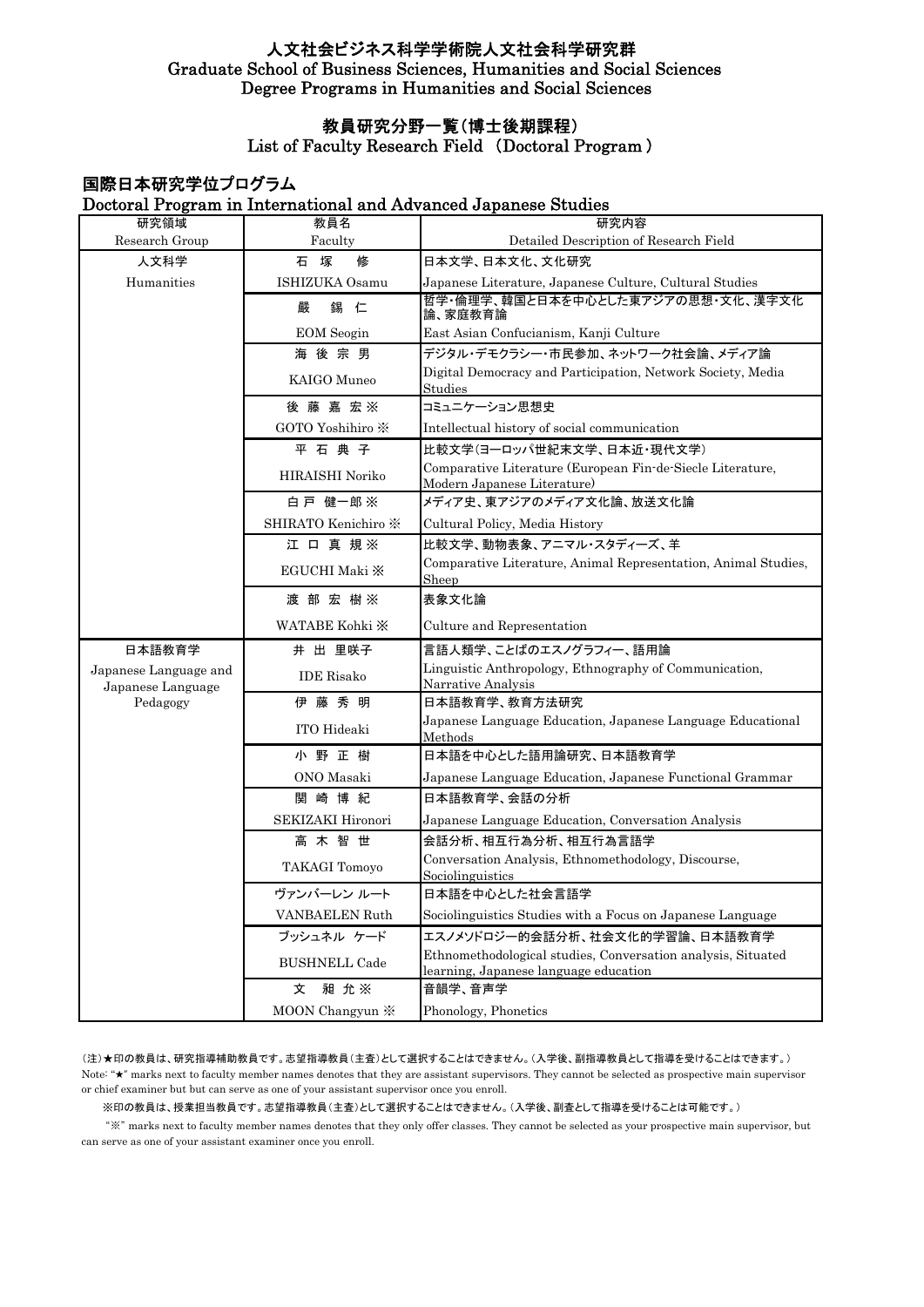# 人文社会ビジネス科学学術院人文社会科学研究群
# Graduate School of Business Sciences, Humanities and Social Sciences
# Degree Programs in Humanities and Social Sciences

## 教員研究分野一覧（博士後期課程）
## List of Faculty Research Field （Doctoral Program ）

### 国際日本研究学位プログラム
### Doctoral Program in International and Advanced Japanese Studies

| 研究領域<br>Research Group | 教員名<br>Faculty | 研究内容<br>Detailed Description of Research Field |
|---|---|---|
| 人文科学<br>Humanities | 石 塚 修<br>ISHIZUKA Osamu | 日本文学、日本文化、文化研究<br>Japanese Literature, Japanese Culture, Cultural Studies |
| | 嚴 錫 仁<br>EOM Seogin | 哲学・倫理学、韓国と日本を中心とした東アジアの思想・文化、漢字文化論、家庭教育論<br>East Asian Confucianism, Kanji Culture |
| | 海 後 宗 男<br>KAIGO Muneo | デジタル・デモクラシー・市民参加、ネットワーク社会論、メディア論<br>Digital Democracy and Participation, Network Society, Media Studies |
| | 後 藤 嘉 宏 ※<br>GOTO Yoshihiro ※ | コミュニケーション思想史<br>Intellectual history of social communication |
| | 平 石 典 子<br>HIRAISHI Noriko | 比較文学(ヨーロッパ世紀末文学、日本近・現代文学)<br>Comparative Literature (European Fin-de-Siecle Literature, Modern Japanese Literature) |
| | 白 戸 健一郎 ※<br>SHIRATO Kenichiro ※ | メディア史、東アジアのメディア文化論、放送文化論<br>Cultural Policy, Media History |
| | 江 口 真 規 ※<br>EGUCHI Maki ※ | 比較文学、動物表象、アニマル・スタディーズ、羊<br>Comparative Literature, Animal Representation, Animal Studies, Sheep |
| | 渡 部 宏 樹 ※<br>WATABE Kohki ※ | 表象文化論<br>Culture and Representation |
| 日本語教育学<br>Japanese Language and Japanese Language Pedagogy | 井 出 里咲子<br>IDE Risako | 言語人類学、ことばのエスノグラフィー、語用論<br>Linguistic Anthropology, Ethnography of Communication, Narrative Analysis |
| | 伊 藤 秀 明<br>ITO Hideaki | 日本語教育学、教育方法研究<br>Japanese Language Education, Japanese Language Educational Methods |
| | 小 野 正 樹<br>ONO Masaki | 日本語を中心とした語用論研究、日本語教育学<br>Japanese Language Education, Japanese Functional Grammar |
| | 関 崎 博 紀<br>SEKIZAKI Hironori | 日本語教育学、会話の分析<br>Japanese Language Education, Conversation Analysis |
| | 高 木 智 世<br>TAKAGI Tomoyo | 会話分析、相互行為分析、相互行為言語学<br>Conversation Analysis, Ethnomethodology, Discourse, Sociolinguistics |
| | ヴァンバーレン ルート<br>VANBAELEN Ruth | 日本語を中心とした社会言語学<br>Sociolinguistics Studies with a Focus on Japanese Language |
| | ブッシュネル ケード<br>BUSHNELL Cade | エスノメソドロジー的会話分析、社会文化的学習論、日本語教育学<br>Ethnomethodological studies, Conversation analysis, Situated learning, Japanese language education |
| | 文 昶 允 ※<br>MOON Changyun ※ | 音韻学、音声学<br>Phonology, Phonetics |

（注）★印の教員は、研究指導補助教員です。志望指導教員（主査）として選択することはできません。（入学後、副指導教員として指導を受けることはできます。）
Note: "★" marks next to faculty member names denotes that they are assistant supervisors. They cannot be selected as prospective main supervisor or chief examiner but but can serve as one of your assistant supervisor once you enroll.

※印の教員は、授業担当教員です。志望指導教員（主査）として選択することはできません。（入学後、副査として指導を受けることは可能です。）

"※" marks next to faculty member names denotes that they only offer classes. They cannot be selected as your prospective main supervisor, but can serve as one of your assistant examiner once you enroll.